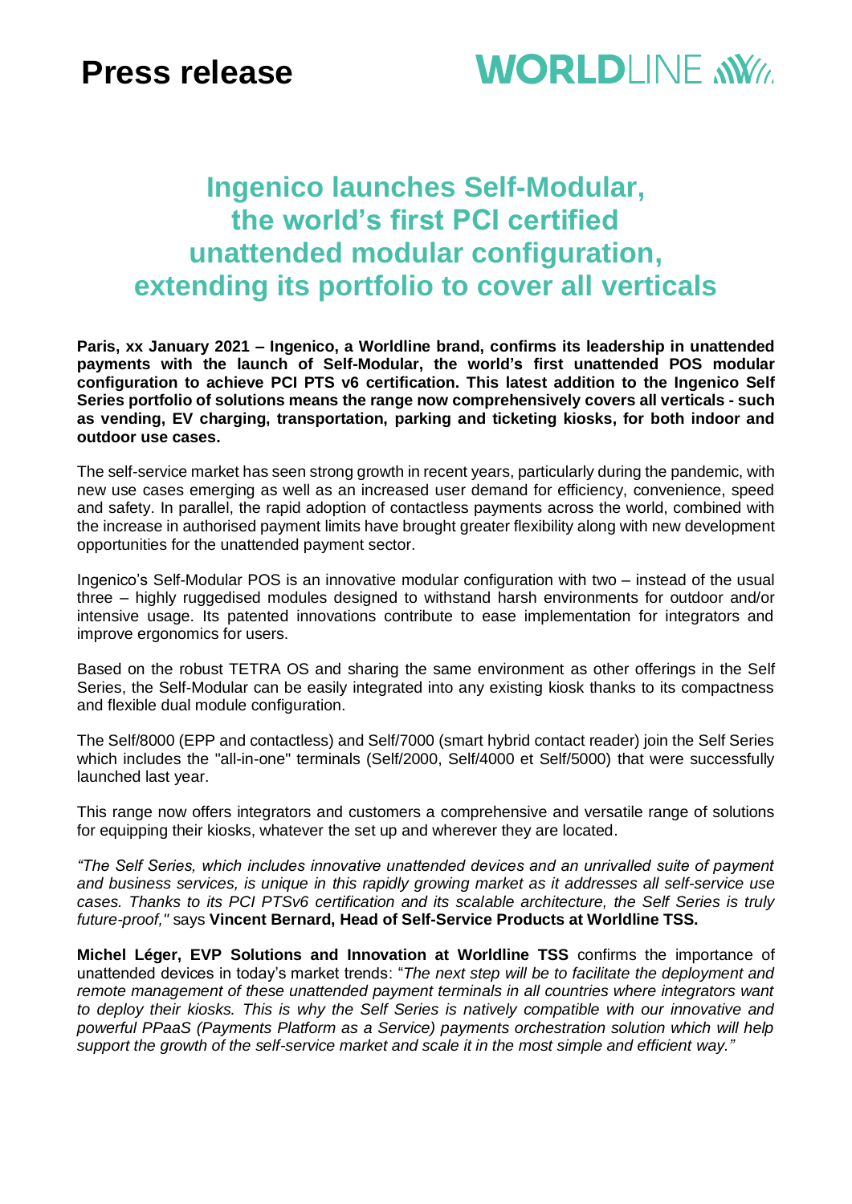**Press release**

# Ingenico launches Self-Modular, the world's first PCI certified unattended modular configuration, extending its portfolio to cover all verticals

**Paris, xx January 2021 – Ingenico, a Worldline brand, confirms its leadership in unattended payments with the launch of Self-Modular, the world's first unattended POS modular configuration to achieve PCI PTS v6 certification. This latest addition to the Ingenico Self Series portfolio of solutions means the range now comprehensively covers all verticals - such as vending, EV charging, transportation, parking and ticketing kiosks, for both indoor and outdoor use cases.**

The self-service market has seen strong growth in recent years, particularly during the pandemic, with new use cases emerging as well as an increased user demand for efficiency, convenience, speed and safety. In parallel, the rapid adoption of contactless payments across the world, combined with the increase in authorised payment limits have brought greater flexibility along with new development opportunities for the unattended payment sector.

Ingenico's Self-Modular POS is an innovative modular configuration with two – instead of the usual three – highly ruggedised modules designed to withstand harsh environments for outdoor and/or intensive usage. Its patented innovations contribute to ease implementation for integrators and improve ergonomics for users.

Based on the robust TETRA OS and sharing the same environment as other offerings in the Self Series, the Self-Modular can be easily integrated into any existing kiosk thanks to its compactness and flexible dual module configuration.

The Self/8000 (EPP and contactless) and Self/7000 (smart hybrid contact reader) join the Self Series which includes the "all-in-one" terminals (Self/2000, Self/4000 et Self/5000) that were successfully launched last year.

This range now offers integrators and customers a comprehensive and versatile range of solutions for equipping their kiosks, whatever the set up and wherever they are located.

*"The Self Series, which includes innovative unattended devices and an unrivalled suite of payment and business services, is unique in this rapidly growing market as it addresses all self-service use cases. Thanks to its PCI PTSv6 certification and its scalable architecture, the Self Series is truly future-proof,"* says **Vincent Bernard, Head of Self-Service Products at Worldline TSS.**

**Michel Léger, EVP Solutions and Innovation at Worldline TSS** confirms the importance of unattended devices in today's market trends: "*The next step will be to facilitate the deployment and remote management of these unattended payment terminals in all countries where integrators want to deploy their kiosks. This is why the Self Series is natively compatible with our innovative and powerful PPaaS (Payments Platform as a Service) payments orchestration solution which will help support the growth of the self-service market and scale it in the most simple and efficient way."*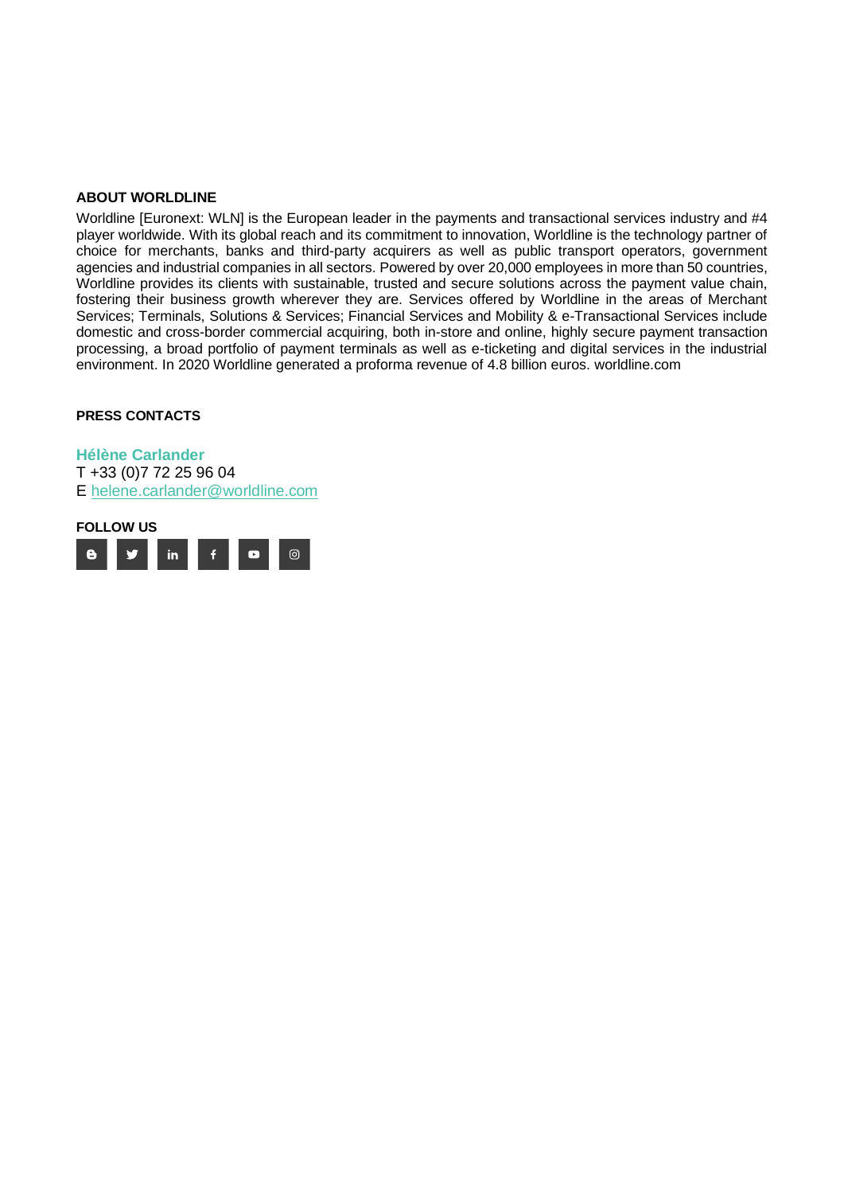**ABOUT WORLDLINE**

Worldline [Euronext: WLN] is the European leader in the payments and transactional services industry and #4 player worldwide. With its global reach and its commitment to innovation, Worldline is the technology partner of choice for merchants, banks and third-party acquirers as well as public transport operators, government agencies and industrial companies in all sectors. Powered by over 20,000 employees in more than 50 countries, Worldline provides its clients with sustainable, trusted and secure solutions across the payment value chain, fostering their business growth wherever they are. Services offered by Worldline in the areas of Merchant Services; Terminals, Solutions & Services; Financial Services and Mobility & e-Transactional Services include domestic and cross-border commercial acquiring, both in-store and online, highly secure payment transaction processing, a broad portfolio of payment terminals as well as e-ticketing and digital services in the industrial environment. In 2020 Worldline generated a proforma revenue of 4.8 billion euros. worldline.com

**PRESS CONTACTS**

**Hélène Carlander**
T +33 (0)7 72 25 96 04
E helene.carlander@worldline.com

**FOLLOW US**